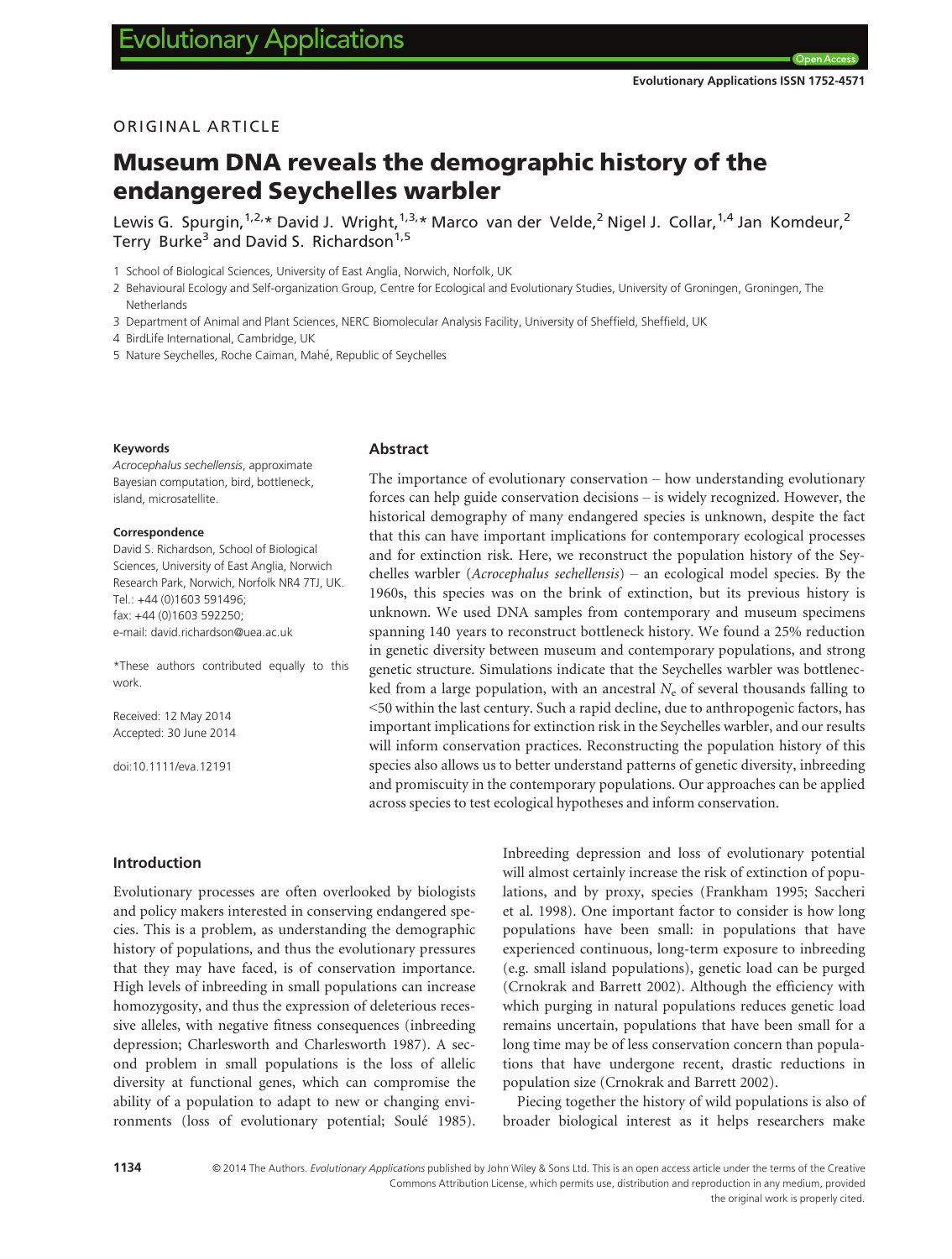ORIGINAL ARTICLE

# Museum DNA reveals the demographic history of the endangered Seychelles warbler

Lewis G. Spurgin,[1,2,*] David J. Wright,[1,3,*] Marco van der Velde,[2] Nigel J. Collar,[1,4] Jan Komdeur,[2] Terry Burke[3] and David S. Richardson[1,5]

1 School of Biological Sciences, University of East Anglia, Norwich, Norfolk, UK

2 Behavioural Ecology and Self-organization Group, Centre for Ecological and Evolutionary Studies, University of Groningen, Groningen, The Netherlands

3 Department of Animal and Plant Sciences, NERC Biomolecular Analysis Facility, University of Sheffield, Sheffield, UK

4 BirdLife International, Cambridge, UK

5 Nature Seychelles, Roche Caiman, Mahé, Republic of Seychelles

**Keywords**

*Acrocephalus sechellensis*, approximate Bayesian computation, bird, bottleneck, island, microsatellite.

**Correspondence**

David S. Richardson, School of Biological Sciences, University of East Anglia, Norwich Research Park, Norwich, Norfolk NR4 7TJ, UK.
Tel.: +44 (0)1603 591496;
fax: +44 (0)1603 592250;
e-mail: david.richardson@uea.ac.uk

*These authors contributed equally to this work.

Received: 12 May 2014
Accepted: 30 June 2014

doi:10.1111/eva.12191

## Abstract

The importance of evolutionary conservation – how understanding evolutionary forces can help guide conservation decisions – is widely recognized. However, the historical demography of many endangered species is unknown, despite the fact that this can have important implications for contemporary ecological processes and for extinction risk. Here, we reconstruct the population history of the Seychelles warbler (*Acrocephalus sechellensis*) – an ecological model species. By the 1960s, this species was on the brink of extinction, but its previous history is unknown. We used DNA samples from contemporary and museum specimens spanning 140 years to reconstruct bottleneck history. We found a 25% reduction in genetic diversity between museum and contemporary populations, and strong genetic structure. Simulations indicate that the Seychelles warbler was bottlenecked from a large population, with an ancestral $N_e$ of several thousands falling to <50 within the last century. Such a rapid decline, due to anthropogenic factors, has important implications for extinction risk in the Seychelles warbler, and our results will inform conservation practices. Reconstructing the population history of this species also allows us to better understand patterns of genetic diversity, inbreeding and promiscuity in the contemporary populations. Our approaches can be applied across species to test ecological hypotheses and inform conservation.

## Introduction

Evolutionary processes are often overlooked by biologists and policy makers interested in conserving endangered species. This is a problem, as understanding the demographic history of populations, and thus the evolutionary pressures that they may have faced, is of conservation importance. High levels of inbreeding in small populations can increase homozygosity, and thus the expression of deleterious recessive alleles, with negative fitness consequences (inbreeding depression; Charlesworth and Charlesworth 1987). A second problem in small populations is the loss of allelic diversity at functional genes, which can compromise the ability of a population to adapt to new or changing environments (loss of evolutionary potential; Soulé 1985). Inbreeding depression and loss of evolutionary potential will almost certainly increase the risk of extinction of populations, and by proxy, species (Frankham 1995; Saccheri et al. 1998). One important factor to consider is how long populations have been small: in populations that have experienced continuous, long-term exposure to inbreeding (e.g. small island populations), genetic load can be purged (Crnokrak and Barrett 2002). Although the efficiency with which purging in natural populations reduces genetic load remains uncertain, populations that have been small for a long time may be of less conservation concern than populations that have undergone recent, drastic reductions in population size (Crnokrak and Barrett 2002).

Piecing together the history of wild populations is also of broader biological interest as it helps researchers make

© 2014 The Authors. *Evolutionary Applications* published by John Wiley & Sons Ltd. This is an open access article under the terms of the Creative Commons Attribution License, which permits use, distribution and reproduction in any medium, provided the original work is properly cited.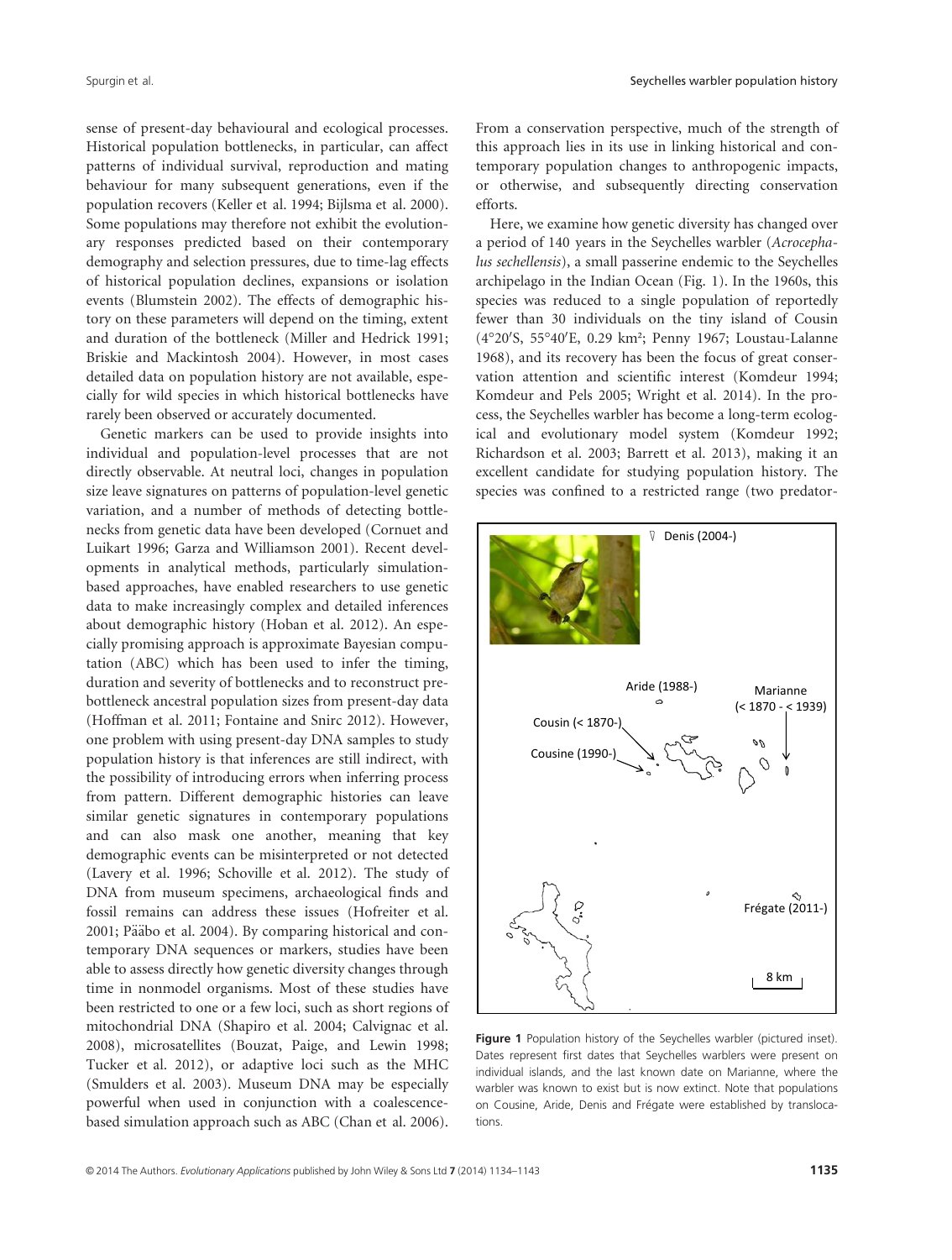sense of present-day behavioural and ecological processes. Historical population bottlenecks, in particular, can affect patterns of individual survival, reproduction and mating behaviour for many subsequent generations, even if the population recovers (Keller et al. 1994; Bijlsma et al. 2000). Some populations may therefore not exhibit the evolutionary responses predicted based on their contemporary demography and selection pressures, due to time-lag effects of historical population declines, expansions or isolation events (Blumstein 2002). The effects of demographic history on these parameters will depend on the timing, extent and duration of the bottleneck (Miller and Hedrick 1991; Briskie and Mackintosh 2004). However, in most cases detailed data on population history are not available, especially for wild species in which historical bottlenecks have rarely been observed or accurately documented.

Genetic markers can be used to provide insights into individual and population-level processes that are not directly observable. At neutral loci, changes in population size leave signatures on patterns of population-level genetic variation, and a number of methods of detecting bottlenecks from genetic data have been developed (Cornuet and Luikart 1996; Garza and Williamson 2001). Recent developments in analytical methods, particularly simulation-based approaches, have enabled researchers to use genetic data to make increasingly complex and detailed inferences about demographic history (Hoban et al. 2012). An especially promising approach is approximate Bayesian computation (ABC) which has been used to infer the timing, duration and severity of bottlenecks and to reconstruct pre-bottleneck ancestral population sizes from present-day data (Hoffman et al. 2011; Fontaine and Snirc 2012). However, one problem with using present-day DNA samples to study population history is that inferences are still indirect, with the possibility of introducing errors when inferring process from pattern. Different demographic histories can leave similar genetic signatures in contemporary populations and can also mask one another, meaning that key demographic events can be misinterpreted or not detected (Lavery et al. 1996; Schoville et al. 2012). The study of DNA from museum specimens, archaeological finds and fossil remains can address these issues (Hofreiter et al. 2001; Pääbo et al. 2004). By comparing historical and contemporary DNA sequences or markers, studies have been able to assess directly how genetic diversity changes through time in nonmodel organisms. Most of these studies have been restricted to one or a few loci, such as short regions of mitochondrial DNA (Shapiro et al. 2004; Calvignac et al. 2008), microsatellites (Bouzat, Paige, and Lewin 1998; Tucker et al. 2012), or adaptive loci such as the MHC (Smulders et al. 2003). Museum DNA may be especially powerful when used in conjunction with a coalescence-based simulation approach such as ABC (Chan et al. 2006). From a conservation perspective, much of the strength of this approach lies in its use in linking historical and contemporary population changes to anthropogenic impacts, or otherwise, and subsequently directing conservation efforts.

Here, we examine how genetic diversity has changed over a period of 140 years in the Seychelles warbler (*Acrocephalus sechellensis*), a small passerine endemic to the Seychelles archipelago in the Indian Ocean (Fig. 1). In the 1960s, this species was reduced to a single population of reportedly fewer than 30 individuals on the tiny island of Cousin (4°20′S, 55°40′E, 0.29 km²; Penny 1967; Loustau-Lalanne 1968), and its recovery has been the focus of great conservation attention and scientific interest (Komdeur 1994; Komdeur and Pels 2005; Wright et al. 2014). In the process, the Seychelles warbler has become a long-term ecological and evolutionary model system (Komdeur 1992; Richardson et al. 2003; Barrett et al. 2013), making it an excellent candidate for studying population history. The species was confined to a restricted range (two predator-

Denis (2004-)

Aride (1988-)

Marianne (< 1870 - < 1939)

Cousin (< 1870-)

Cousine (1990-)

Frégate (2011-)

8 km

**Figure 1** Population history of the Seychelles warbler (pictured inset). Dates represent first dates that Seychelles warblers were present on individual islands, and the last known date on Marianne, where the warbler was known to exist but is now extinct. Note that populations on Cousine, Aride, Denis and Frégate were established by translocations.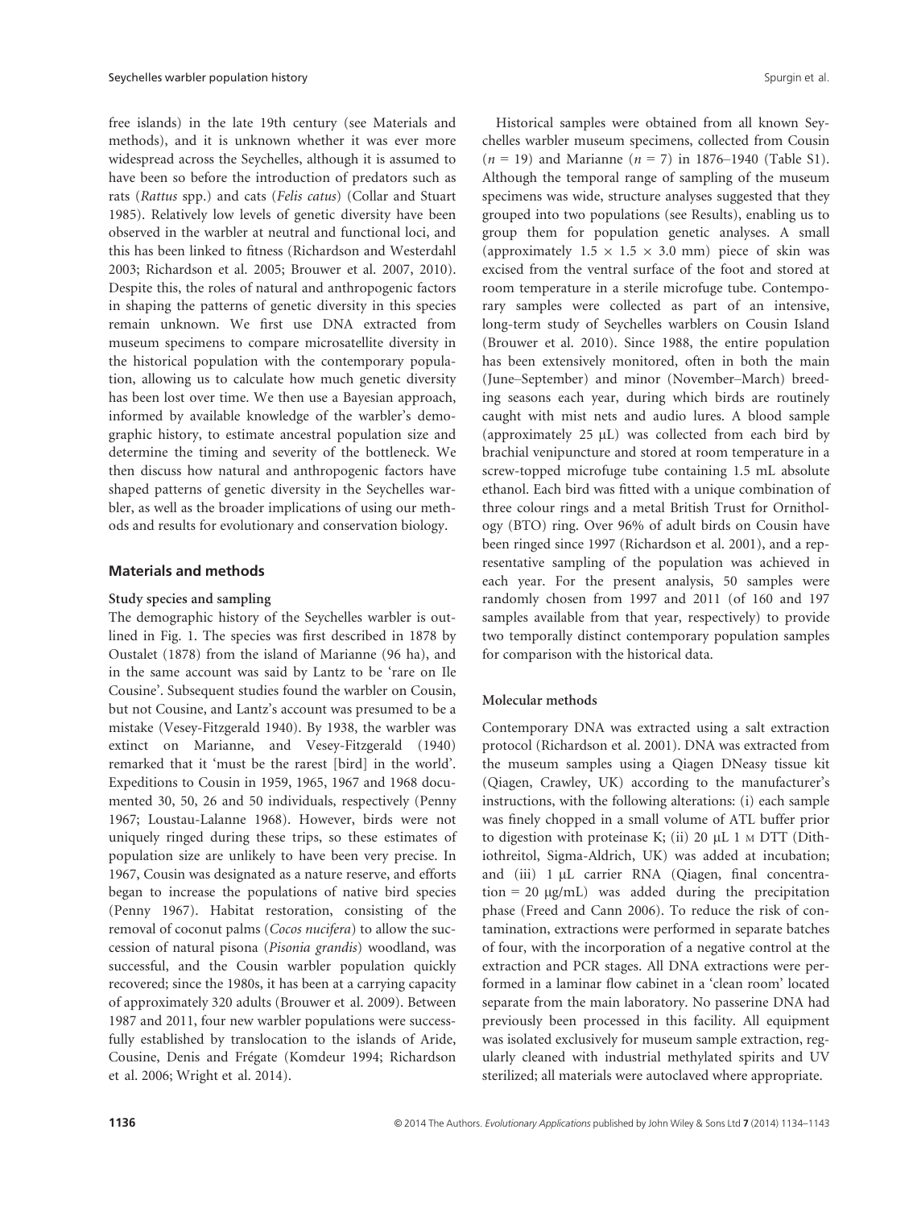free islands) in the late 19th century (see Materials and methods), and it is unknown whether it was ever more widespread across the Seychelles, although it is assumed to have been so before the introduction of predators such as rats (*Rattus* spp.) and cats (*Felis catus*) (Collar and Stuart 1985). Relatively low levels of genetic diversity have been observed in the warbler at neutral and functional loci, and this has been linked to fitness (Richardson and Westerdahl 2003; Richardson et al. 2005; Brouwer et al. 2007, 2010). Despite this, the roles of natural and anthropogenic factors in shaping the patterns of genetic diversity in this species remain unknown. We first use DNA extracted from museum specimens to compare microsatellite diversity in the historical population with the contemporary population, allowing us to calculate how much genetic diversity has been lost over time. We then use a Bayesian approach, informed by available knowledge of the warbler's demographic history, to estimate ancestral population size and determine the timing and severity of the bottleneck. We then discuss how natural and anthropogenic factors have shaped patterns of genetic diversity in the Seychelles warbler, as well as the broader implications of using our methods and results for evolutionary and conservation biology.

## Materials and methods

### Study species and sampling

The demographic history of the Seychelles warbler is outlined in Fig. 1. The species was first described in 1878 by Oustalet (1878) from the island of Marianne (96 ha), and in the same account was said by Lantz to be 'rare on Ile Cousine'. Subsequent studies found the warbler on Cousin, but not Cousine, and Lantz's account was presumed to be a mistake (Vesey-Fitzgerald 1940). By 1938, the warbler was extinct on Marianne, and Vesey-Fitzgerald (1940) remarked that it 'must be the rarest [bird] in the world'. Expeditions to Cousin in 1959, 1965, 1967 and 1968 documented 30, 50, 26 and 50 individuals, respectively (Penny 1967; Loustau-Lalanne 1968). However, birds were not uniquely ringed during these trips, so these estimates of population size are unlikely to have been very precise. In 1967, Cousin was designated as a nature reserve, and efforts began to increase the populations of native bird species (Penny 1967). Habitat restoration, consisting of the removal of coconut palms (*Cocos nucifera*) to allow the succession of natural pisona (*Pisonia grandis*) woodland, was successful, and the Cousin warbler population quickly recovered; since the 1980s, it has been at a carrying capacity of approximately 320 adults (Brouwer et al. 2009). Between 1987 and 2011, four new warbler populations were successfully established by translocation to the islands of Aride, Cousine, Denis and Frégate (Komdeur 1994; Richardson et al. 2006; Wright et al. 2014).

Historical samples were obtained from all known Seychelles warbler museum specimens, collected from Cousin ($n = 19$) and Marianne ($n = 7$) in 1876–1940 (Table S1). Although the temporal range of sampling of the museum specimens was wide, structure analyses suggested that they grouped into two populations (see Results), enabling us to group them for population genetic analyses. A small (approximately $1.5 \times 1.5 \times 3.0$ mm) piece of skin was excised from the ventral surface of the foot and stored at room temperature in a sterile microfuge tube. Contemporary samples were collected as part of an intensive, long-term study of Seychelles warblers on Cousin Island (Brouwer et al. 2010). Since 1988, the entire population has been extensively monitored, often in both the main (June–September) and minor (November–March) breeding seasons each year, during which birds are routinely caught with mist nets and audio lures. A blood sample (approximately 25 μL) was collected from each bird by brachial venipuncture and stored at room temperature in a screw-topped microfuge tube containing 1.5 mL absolute ethanol. Each bird was fitted with a unique combination of three colour rings and a metal British Trust for Ornithology (BTO) ring. Over 96% of adult birds on Cousin have been ringed since 1997 (Richardson et al. 2001), and a representative sampling of the population was achieved in each year. For the present analysis, 50 samples were randomly chosen from 1997 and 2011 (of 160 and 197 samples available from that year, respectively) to provide two temporally distinct contemporary population samples for comparison with the historical data.

### Molecular methods

Contemporary DNA was extracted using a salt extraction protocol (Richardson et al. 2001). DNA was extracted from the museum samples using a Qiagen DNeasy tissue kit (Qiagen, Crawley, UK) according to the manufacturer's instructions, with the following alterations: (i) each sample was finely chopped in a small volume of ATL buffer prior to digestion with proteinase K; (ii) 20 μL 1 M DTT (Dithiothreitol, Sigma-Aldrich, UK) was added at incubation; and (iii) 1 μL carrier RNA (Qiagen, final concentration = 20 μg/mL) was added during the precipitation phase (Freed and Cann 2006). To reduce the risk of contamination, extractions were performed in separate batches of four, with the incorporation of a negative control at the extraction and PCR stages. All DNA extractions were performed in a laminar flow cabinet in a 'clean room' located separate from the main laboratory. No passerine DNA had previously been processed in this facility. All equipment was isolated exclusively for museum sample extraction, regularly cleaned with industrial methylated spirits and UV sterilized; all materials were autoclaved where appropriate.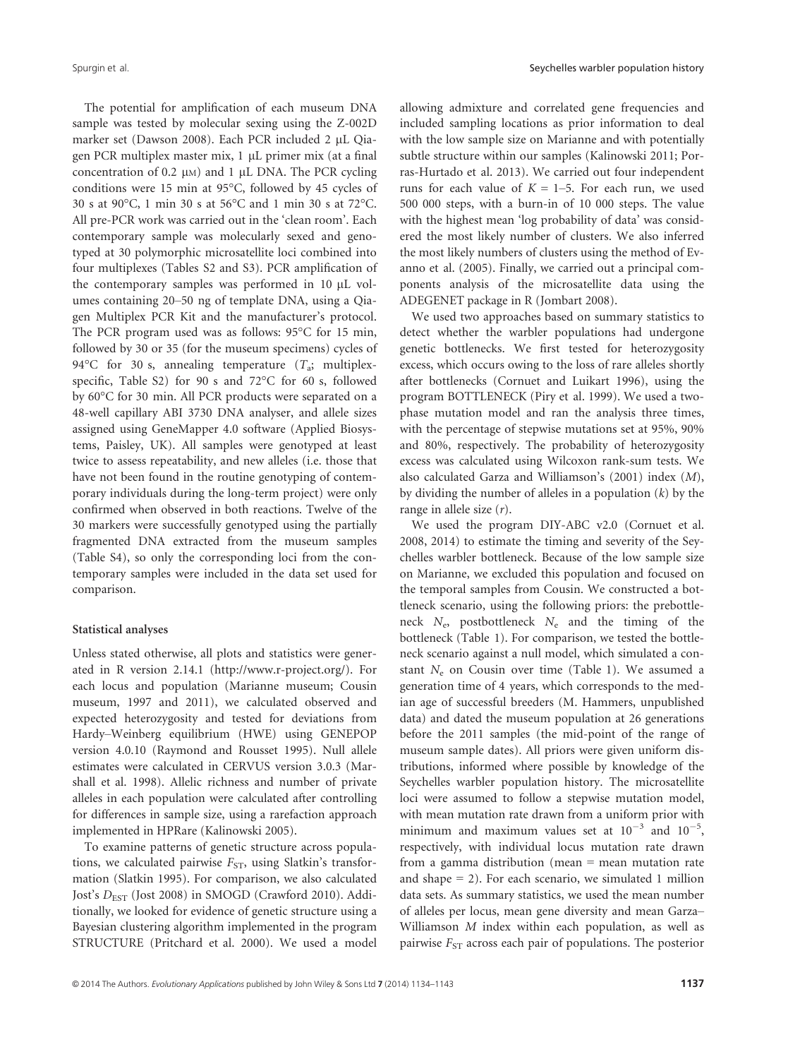The potential for amplification of each museum DNA sample was tested by molecular sexing using the Z-002D marker set (Dawson 2008). Each PCR included 2 μL Qiagen PCR multiplex master mix, 1 μL primer mix (at a final concentration of 0.2 μM) and 1 μL DNA. The PCR cycling conditions were 15 min at 95°C, followed by 45 cycles of 30 s at 90°C, 1 min 30 s at 56°C and 1 min 30 s at 72°C. All pre-PCR work was carried out in the 'clean room'. Each contemporary sample was molecularly sexed and genotyped at 30 polymorphic microsatellite loci combined into four multiplexes (Tables S2 and S3). PCR amplification of the contemporary samples was performed in 10 μL volumes containing 20–50 ng of template DNA, using a Qiagen Multiplex PCR Kit and the manufacturer's protocol. The PCR program used was as follows: 95°C for 15 min, followed by 30 or 35 (for the museum specimens) cycles of 94°C for 30 s, annealing temperature ($T_a$; multiplex-specific, Table S2) for 90 s and 72°C for 60 s, followed by 60°C for 30 min. All PCR products were separated on a 48-well capillary ABI 3730 DNA analyser, and allele sizes assigned using GeneMapper 4.0 software (Applied Biosystems, Paisley, UK). All samples were genotyped at least twice to assess repeatability, and new alleles (i.e. those that have not been found in the routine genotyping of contemporary individuals during the long-term project) were only confirmed when observed in both reactions. Twelve of the 30 markers were successfully genotyped using the partially fragmented DNA extracted from the museum samples (Table S4), so only the corresponding loci from the contemporary samples were included in the data set used for comparison.

### Statistical analyses

Unless stated otherwise, all plots and statistics were generated in R version 2.14.1 (http://www.r-project.org/). For each locus and population (Marianne museum; Cousin museum, 1997 and 2011), we calculated observed and expected heterozygosity and tested for deviations from Hardy–Weinberg equilibrium (HWE) using GENEPOP version 4.0.10 (Raymond and Rousset 1995). Null allele estimates were calculated in CERVUS version 3.0.3 (Marshall et al. 1998). Allelic richness and number of private alleles in each population were calculated after controlling for differences in sample size, using a rarefaction approach implemented in HPRare (Kalinowski 2005).

To examine patterns of genetic structure across populations, we calculated pairwise $F_{ST}$, using Slatkin's transformation (Slatkin 1995). For comparison, we also calculated Jost's $D_{EST}$ (Jost 2008) in SMOGD (Crawford 2010). Additionally, we looked for evidence of genetic structure using a Bayesian clustering algorithm implemented in the program STRUCTURE (Pritchard et al. 2000). We used a model allowing admixture and correlated gene frequencies and included sampling locations as prior information to deal with the low sample size on Marianne and with potentially subtle structure within our samples (Kalinowski 2011; Porras-Hurtado et al. 2013). We carried out four independent runs for each value of $K$ = 1–5. For each run, we used 500 000 steps, with a burn-in of 10 000 steps. The value with the highest mean 'log probability of data' was considered the most likely number of clusters. We also inferred the most likely numbers of clusters using the method of Evanno et al. (2005). Finally, we carried out a principal components analysis of the microsatellite data using the ADEGENET package in R (Jombart 2008).

We used two approaches based on summary statistics to detect whether the warbler populations had undergone genetic bottlenecks. We first tested for heterozygosity excess, which occurs owing to the loss of rare alleles shortly after bottlenecks (Cornuet and Luikart 1996), using the program BOTTLENECK (Piry et al. 1999). We used a two-phase mutation model and ran the analysis three times, with the percentage of stepwise mutations set at 95%, 90% and 80%, respectively. The probability of heterozygosity excess was calculated using Wilcoxon rank-sum tests. We also calculated Garza and Williamson's (2001) index ($M$), by dividing the number of alleles in a population ($k$) by the range in allele size ($r$).

We used the program DIY-ABC v2.0 (Cornuet et al. 2008, 2014) to estimate the timing and severity of the Seychelles warbler bottleneck. Because of the low sample size on Marianne, we excluded this population and focused on the temporal samples from Cousin. We constructed a bottleneck scenario, using the following priors: the prebottleneck $N_e$, postbottleneck $N_e$ and the timing of the bottleneck (Table 1). For comparison, we tested the bottleneck scenario against a null model, which simulated a constant $N_e$ on Cousin over time (Table 1). We assumed a generation time of 4 years, which corresponds to the median age of successful breeders (M. Hammers, unpublished data) and dated the museum population at 26 generations before the 2011 samples (the mid-point of the range of museum sample dates). All priors were given uniform distributions, informed where possible by knowledge of the Seychelles warbler population history. The microsatellite loci were assumed to follow a stepwise mutation model, with mean mutation rate drawn from a uniform prior with minimum and maximum values set at $10^{-3}$ and $10^{-5}$, respectively, with individual locus mutation rate drawn from a gamma distribution (mean = mean mutation rate and shape = 2). For each scenario, we simulated 1 million data sets. As summary statistics, we used the mean number of alleles per locus, mean gene diversity and mean Garza–Williamson $M$ index within each population, as well as pairwise $F_{ST}$ across each pair of populations. The posterior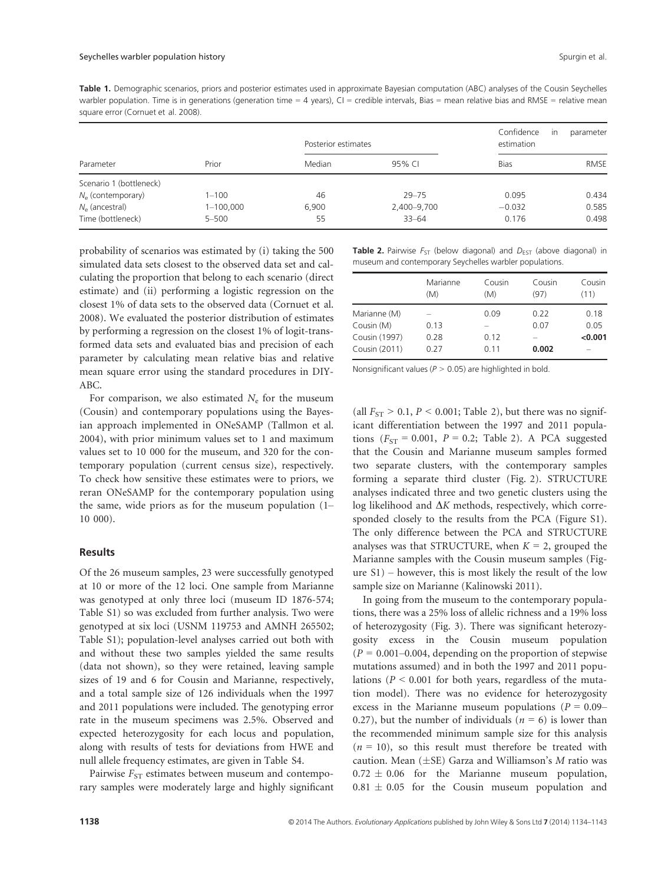**Table 1.** Demographic scenarios, priors and posterior estimates used in approximate Bayesian computation (ABC) analyses of the Cousin Seychelles warbler population. Time is in generations (generation time = 4 years), CI = credible intervals, Bias = mean relative bias and RMSE = relative mean square error (Cornuet et al. 2008).

| Parameter | Prior | Posterior estimates | | Confidence in parameter estimation | |
|---|---|---|---|---|---|
| | | Median | 95% CI | Bias | RMSE |
| Scenario 1 (bottleneck) | | | | | |
| $N_e$ (contemporary) | 1–100 | 46 | 29–75 | 0.095 | 0.434 |
| $N_e$ (ancestral) | 1–100,000 | 6,900 | 2,400–9,700 | −0.032 | 0.585 |
| Time (bottleneck) | 5–500 | 55 | 33–64 | 0.176 | 0.498 |

probability of scenarios was estimated by (i) taking the 500 simulated data sets closest to the observed data set and calculating the proportion that belong to each scenario (direct estimate) and (ii) performing a logistic regression on the closest 1% of data sets to the observed data (Cornuet et al. 2008). We evaluated the posterior distribution of estimates by performing a regression on the closest 1% of logit-transformed data sets and evaluated bias and precision of each parameter by calculating mean relative bias and relative mean square error using the standard procedures in DIY-ABC.

For comparison, we also estimated $N_e$ for the museum (Cousin) and contemporary populations using the Bayesian approach implemented in ONeSAMP (Tallmon et al. 2004), with prior minimum values set to 1 and maximum values set to 10 000 for the museum, and 320 for the contemporary population (current census size), respectively. To check how sensitive these estimates were to priors, we reran ONeSAMP for the contemporary population using the same, wide priors as for the museum population (1–10 000).

## Results

Of the 26 museum samples, 23 were successfully genotyped at 10 or more of the 12 loci. One sample from Marianne was genotyped at only three loci (museum ID 1876-574; Table S1) so was excluded from further analysis. Two were genotyped at six loci (USNM 119753 and AMNH 265502; Table S1); population-level analyses carried out both with and without these two samples yielded the same results (data not shown), so they were retained, leaving sample sizes of 19 and 6 for Cousin and Marianne, respectively, and a total sample size of 126 individuals when the 1997 and 2011 populations were included. The genotyping error rate in the museum specimens was 2.5%. Observed and expected heterozygosity for each locus and population, along with results of tests for deviations from HWE and null allele frequency estimates, are given in Table S4.

Pairwise $F_{ST}$ estimates between museum and contemporary samples were moderately large and highly significant

**Table 2.** Pairwise $F_{ST}$ (below diagonal) and $D_{EST}$ (above diagonal) in museum and contemporary Seychelles warbler populations.

| | Marianne (M) | Cousin (M) | Cousin (97) | Cousin (11) |
|---|---|---|---|---|
| Marianne (M) | – | 0.09 | 0.22 | 0.18 |
| Cousin (M) | 0.13 | – | 0.07 | 0.05 |
| Cousin (1997) | 0.28 | 0.12 | – | **<0.001** |
| Cousin (2011) | 0.27 | 0.11 | **0.002** | – |

Nonsignificant values ($P > 0.05$) are highlighted in bold.

(all $F_{ST} > 0.1$, $P < 0.001$; Table 2), but there was no significant differentiation between the 1997 and 2011 populations ($F_{ST} = 0.001$, $P = 0.2$; Table 2). A PCA suggested that the Cousin and Marianne museum samples formed two separate clusters, with the contemporary samples forming a separate third cluster (Fig. 2). STRUCTURE analyses indicated three and two genetic clusters using the log likelihood and $\Delta K$ methods, respectively, which corresponded closely to the results from the PCA (Figure S1). The only difference between the PCA and STRUCTURE analyses was that STRUCTURE, when $K = 2$, grouped the Marianne samples with the Cousin museum samples (Figure S1) – however, this is most likely the result of the low sample size on Marianne (Kalinowski 2011).

In going from the museum to the contemporary populations, there was a 25% loss of allelic richness and a 19% loss of heterozygosity (Fig. 3). There was significant heterozygosity excess in the Cousin museum population ($P = 0.001$–$0.004$, depending on the proportion of stepwise mutations assumed) and in both the 1997 and 2011 populations ($P < 0.001$ for both years, regardless of the mutation model). There was no evidence for heterozygosity excess in the Marianne museum populations ($P = 0.09$–$0.27$), but the number of individuals ($n = 6$) is lower than the recommended minimum sample size for this analysis ($n = 10$), so this result must therefore be treated with caution. Mean (±SE) Garza and Williamson's $M$ ratio was $0.72 \pm 0.06$ for the Marianne museum population, $0.81 \pm 0.05$ for the Cousin museum population and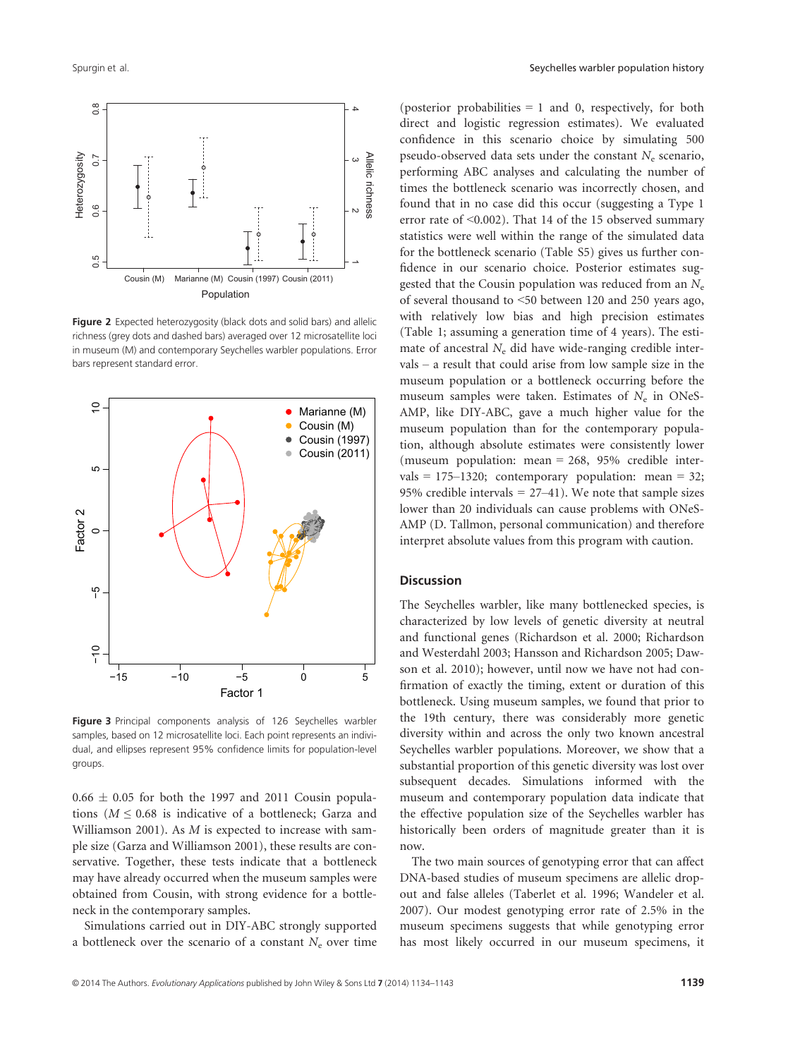**Figure 2** Expected heterozygosity (black dots and solid bars) and allelic richness (grey dots and dashed bars) averaged over 12 microsatellite loci in museum (M) and contemporary Seychelles warbler populations. Error bars represent standard error.

**Figure 3** Principal components analysis of 126 Seychelles warbler samples, based on 12 microsatellite loci. Each point represents an individual, and ellipses represent 95% confidence limits for population-level groups.

0.66 ± 0.05 for both the 1997 and 2011 Cousin populations ($M \leq 0.68$ is indicative of a bottleneck; Garza and Williamson 2001). As $M$ is expected to increase with sample size (Garza and Williamson 2001), these results are conservative. Together, these tests indicate that a bottleneck may have already occurred when the museum samples were obtained from Cousin, with strong evidence for a bottleneck in the contemporary samples.

Simulations carried out in DIY-ABC strongly supported a bottleneck over the scenario of a constant $N_e$ over time (posterior probabilities = 1 and 0, respectively, for both direct and logistic regression estimates). We evaluated confidence in this scenario choice by simulating 500 pseudo-observed data sets under the constant $N_e$ scenario, performing ABC analyses and calculating the number of times the bottleneck scenario was incorrectly chosen, and found that in no case did this occur (suggesting a Type 1 error rate of <0.002). That 14 of the 15 observed summary statistics were well within the range of the simulated data for the bottleneck scenario (Table S5) gives us further confidence in our scenario choice. Posterior estimates suggested that the Cousin population was reduced from an $N_e$ of several thousand to <50 between 120 and 250 years ago, with relatively low bias and high precision estimates (Table 1; assuming a generation time of 4 years). The estimate of ancestral $N_e$ did have wide-ranging credible intervals – a result that could arise from low sample size in the museum population or a bottleneck occurring before the museum samples were taken. Estimates of $N_e$ in ONeSAMP, like DIY-ABC, gave a much higher value for the museum population than for the contemporary population, although absolute estimates were consistently lower (museum population: mean = 268, 95% credible intervals = 175–1320; contemporary population: mean = 32; 95% credible intervals = 27–41). We note that sample sizes lower than 20 individuals can cause problems with ONeSAMP (D. Tallmon, personal communication) and therefore interpret absolute values from this program with caution.

## Discussion

The Seychelles warbler, like many bottlenecked species, is characterized by low levels of genetic diversity at neutral and functional genes (Richardson et al. 2000; Richardson and Westerdahl 2003; Hansson and Richardson 2005; Dawson et al. 2010); however, until now we have not had confirmation of exactly the timing, extent or duration of this bottleneck. Using museum samples, we found that prior to the 19th century, there was considerably more genetic diversity within and across the only two known ancestral Seychelles warbler populations. Moreover, we show that a substantial proportion of this genetic diversity was lost over subsequent decades. Simulations informed with the museum and contemporary population data indicate that the effective population size of the Seychelles warbler has historically been orders of magnitude greater than it is now.

The two main sources of genotyping error that can affect DNA-based studies of museum specimens are allelic dropout and false alleles (Taberlet et al. 1996; Wandeler et al. 2007). Our modest genotyping error rate of 2.5% in the museum specimens suggests that while genotyping error has most likely occurred in our museum specimens, it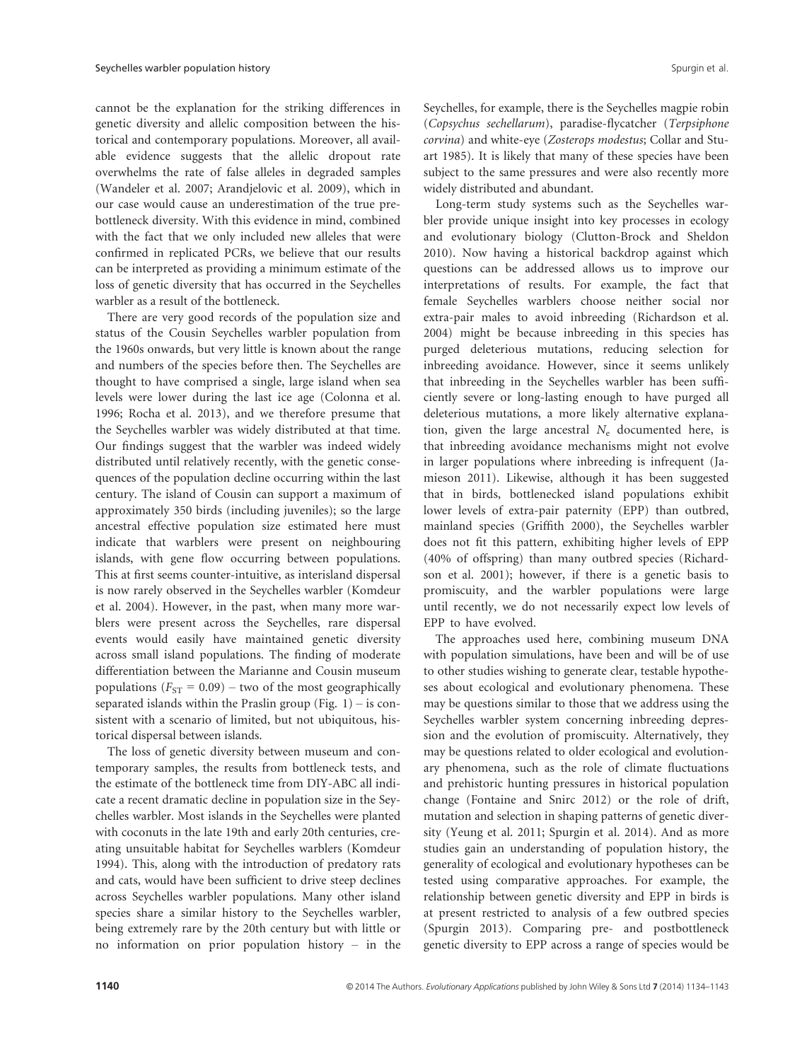cannot be the explanation for the striking differences in genetic diversity and allelic composition between the historical and contemporary populations. Moreover, all available evidence suggests that the allelic dropout rate overwhelms the rate of false alleles in degraded samples (Wandeler et al. 2007; Arandjelovic et al. 2009), which in our case would cause an underestimation of the true pre-bottleneck diversity. With this evidence in mind, combined with the fact that we only included new alleles that were confirmed in replicated PCRs, we believe that our results can be interpreted as providing a minimum estimate of the loss of genetic diversity that has occurred in the Seychelles warbler as a result of the bottleneck.

There are very good records of the population size and status of the Cousin Seychelles warbler population from the 1960s onwards, but very little is known about the range and numbers of the species before then. The Seychelles are thought to have comprised a single, large island when sea levels were lower during the last ice age (Colonna et al. 1996; Rocha et al. 2013), and we therefore presume that the Seychelles warbler was widely distributed at that time. Our findings suggest that the warbler was indeed widely distributed until relatively recently, with the genetic consequences of the population decline occurring within the last century. The island of Cousin can support a maximum of approximately 350 birds (including juveniles); so the large ancestral effective population size estimated here must indicate that warblers were present on neighbouring islands, with gene flow occurring between populations. This at first seems counter-intuitive, as interisland dispersal is now rarely observed in the Seychelles warbler (Komdeur et al. 2004). However, in the past, when many more warblers were present across the Seychelles, rare dispersal events would easily have maintained genetic diversity across small island populations. The finding of moderate differentiation between the Marianne and Cousin museum populations ($F_{ST}$ = 0.09) – two of the most geographically separated islands within the Praslin group (Fig. 1) – is consistent with a scenario of limited, but not ubiquitous, historical dispersal between islands.

The loss of genetic diversity between museum and contemporary samples, the results from bottleneck tests, and the estimate of the bottleneck time from DIY-ABC all indicate a recent dramatic decline in population size in the Seychelles warbler. Most islands in the Seychelles were planted with coconuts in the late 19th and early 20th centuries, creating unsuitable habitat for Seychelles warblers (Komdeur 1994). This, along with the introduction of predatory rats and cats, would have been sufficient to drive steep declines across Seychelles warbler populations. Many other island species share a similar history to the Seychelles warbler, being extremely rare by the 20th century but with little or no information on prior population history – in the Seychelles, for example, there is the Seychelles magpie robin (*Copsychus sechellarum*), paradise-flycatcher (*Terpsiphone corvina*) and white-eye (*Zosterops modestus*; Collar and Stuart 1985). It is likely that many of these species have been subject to the same pressures and were also recently more widely distributed and abundant.

Long-term study systems such as the Seychelles warbler provide unique insight into key processes in ecology and evolutionary biology (Clutton-Brock and Sheldon 2010). Now having a historical backdrop against which questions can be addressed allows us to improve our interpretations of results. For example, the fact that female Seychelles warblers choose neither social nor extra-pair males to avoid inbreeding (Richardson et al. 2004) might be because inbreeding in this species has purged deleterious mutations, reducing selection for inbreeding avoidance. However, since it seems unlikely that inbreeding in the Seychelles warbler has been sufficiently severe or long-lasting enough to have purged all deleterious mutations, a more likely alternative explanation, given the large ancestral $N_e$ documented here, is that inbreeding avoidance mechanisms might not evolve in larger populations where inbreeding is infrequent (Jamieson 2011). Likewise, although it has been suggested that in birds, bottlenecked island populations exhibit lower levels of extra-pair paternity (EPP) than outbred, mainland species (Griffith 2000), the Seychelles warbler does not fit this pattern, exhibiting higher levels of EPP (40% of offspring) than many outbred species (Richardson et al. 2001); however, if there is a genetic basis to promiscuity, and the warbler populations were large until recently, we do not necessarily expect low levels of EPP to have evolved.

The approaches used here, combining museum DNA with population simulations, have been and will be of use to other studies wishing to generate clear, testable hypotheses about ecological and evolutionary phenomena. These may be questions similar to those that we address using the Seychelles warbler system concerning inbreeding depression and the evolution of promiscuity. Alternatively, they may be questions related to older ecological and evolutionary phenomena, such as the role of climate fluctuations and prehistoric hunting pressures in historical population change (Fontaine and Snirc 2012) or the role of drift, mutation and selection in shaping patterns of genetic diversity (Yeung et al. 2011; Spurgin et al. 2014). And as more studies gain an understanding of population history, the generality of ecological and evolutionary hypotheses can be tested using comparative approaches. For example, the relationship between genetic diversity and EPP in birds is at present restricted to analysis of a few outbred species (Spurgin 2013). Comparing pre- and postbottleneck genetic diversity to EPP across a range of species would be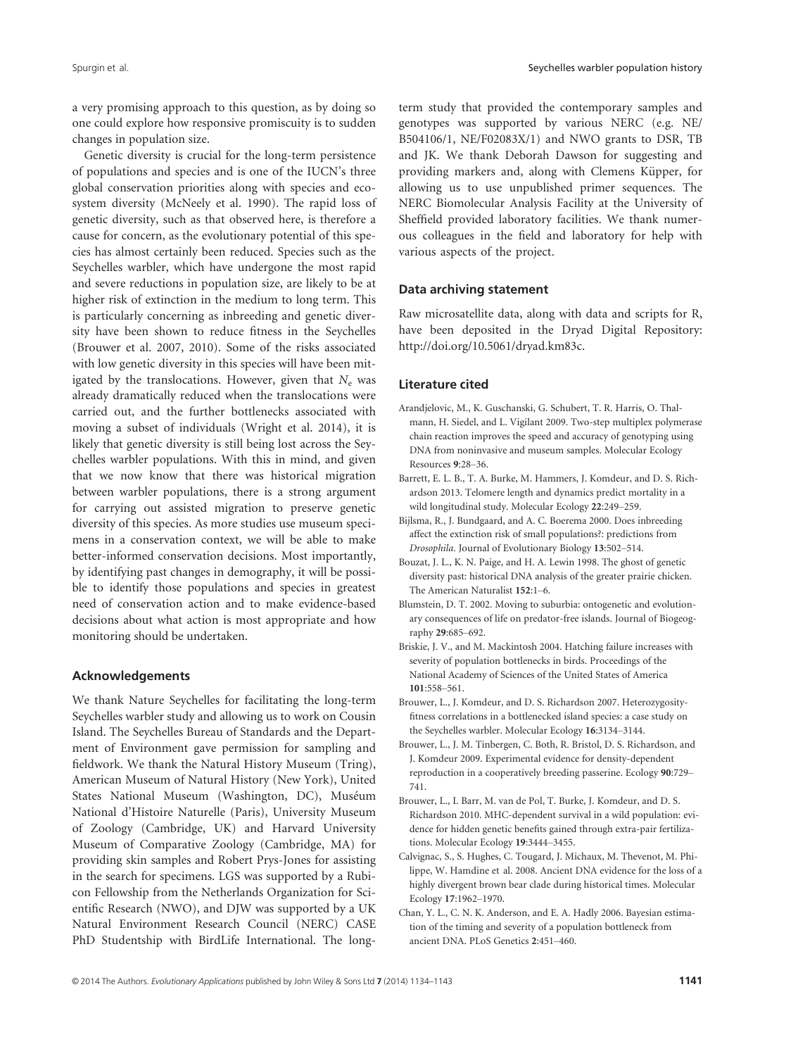a very promising approach to this question, as by doing so one could explore how responsive promiscuity is to sudden changes in population size.

Genetic diversity is crucial for the long-term persistence of populations and species and is one of the IUCN's three global conservation priorities along with species and ecosystem diversity (McNeely et al. 1990). The rapid loss of genetic diversity, such as that observed here, is therefore a cause for concern, as the evolutionary potential of this species has almost certainly been reduced. Species such as the Seychelles warbler, which have undergone the most rapid and severe reductions in population size, are likely to be at higher risk of extinction in the medium to long term. This is particularly concerning as inbreeding and genetic diversity have been shown to reduce fitness in the Seychelles (Brouwer et al. 2007, 2010). Some of the risks associated with low genetic diversity in this species will have been mitigated by the translocations. However, given that $N_e$ was already dramatically reduced when the translocations were carried out, and the further bottlenecks associated with moving a subset of individuals (Wright et al. 2014), it is likely that genetic diversity is still being lost across the Seychelles warbler populations. With this in mind, and given that we now know that there was historical migration between warbler populations, there is a strong argument for carrying out assisted migration to preserve genetic diversity of this species. As more studies use museum specimens in a conservation context, we will be able to make better-informed conservation decisions. Most importantly, by identifying past changes in demography, it will be possible to identify those populations and species in greatest need of conservation action and to make evidence-based decisions about what action is most appropriate and how monitoring should be undertaken.

## Acknowledgements

We thank Nature Seychelles for facilitating the long-term Seychelles warbler study and allowing us to work on Cousin Island. The Seychelles Bureau of Standards and the Department of Environment gave permission for sampling and fieldwork. We thank the Natural History Museum (Tring), American Museum of Natural History (New York), United States National Museum (Washington, DC), Muséum National d'Histoire Naturelle (Paris), University Museum of Zoology (Cambridge, UK) and Harvard University Museum of Comparative Zoology (Cambridge, MA) for providing skin samples and Robert Prys-Jones for assisting in the search for specimens. LGS was supported by a Rubicon Fellowship from the Netherlands Organization for Scientific Research (NWO), and DJW was supported by a UK Natural Environment Research Council (NERC) CASE PhD Studentship with BirdLife International. The long-term study that provided the contemporary samples and genotypes was supported by various NERC (e.g. NE/B504106/1, NE/F02083X/1) and NWO grants to DSR, TB and JK. We thank Deborah Dawson for suggesting and providing markers and, along with Clemens Küpper, for allowing us to use unpublished primer sequences. The NERC Biomolecular Analysis Facility at the University of Sheffield provided laboratory facilities. We thank numerous colleagues in the field and laboratory for help with various aspects of the project.

## Data archiving statement

Raw microsatellite data, along with data and scripts for R, have been deposited in the Dryad Digital Repository: http://doi.org/10.5061/dryad.km83c.

## Literature cited

Arandjelovic, M., K. Guschanski, G. Schubert, T. R. Harris, O. Thalmann, H. Siedel, and L. Vigilant 2009. Two-step multiplex polymerase chain reaction improves the speed and accuracy of genotyping using DNA from noninvasive and museum samples. Molecular Ecology Resources **9**:28–36.

Barrett, E. L. B., T. A. Burke, M. Hammers, J. Komdeur, and D. S. Richardson 2013. Telomere length and dynamics predict mortality in a wild longitudinal study. Molecular Ecology **22**:249–259.

Bijlsma, R., J. Bundgaard, and A. C. Boerema 2000. Does inbreeding affect the extinction risk of small populations?: predictions from *Drosophila*. Journal of Evolutionary Biology **13**:502–514.

Bouzat, J. L., K. N. Paige, and H. A. Lewin 1998. The ghost of genetic diversity past: historical DNA analysis of the greater prairie chicken. The American Naturalist **152**:1–6.

Blumstein, D. T. 2002. Moving to suburbia: ontogenetic and evolutionary consequences of life on predator-free islands. Journal of Biogeography **29**:685–692.

Briskie, J. V., and M. Mackintosh 2004. Hatching failure increases with severity of population bottlenecks in birds. Proceedings of the National Academy of Sciences of the United States of America **101**:558–561.

Brouwer, L., J. Komdeur, and D. S. Richardson 2007. Heterozygosity-fitness correlations in a bottlenecked island species: a case study on the Seychelles warbler. Molecular Ecology **16**:3134–3144.

Brouwer, L., J. M. Tinbergen, C. Both, R. Bristol, D. S. Richardson, and J. Komdeur 2009. Experimental evidence for density-dependent reproduction in a cooperatively breeding passerine. Ecology **90**:729–741.

Brouwer, L., I. Barr, M. van de Pol, T. Burke, J. Komdeur, and D. S. Richardson 2010. MHC-dependent survival in a wild population: evidence for hidden genetic benefits gained through extra-pair fertilizations. Molecular Ecology **19**:3444–3455.

Calvignac, S., S. Hughes, C. Tougard, J. Michaux, M. Thevenot, M. Philippe, W. Hamdine et al. 2008. Ancient DNA evidence for the loss of a highly divergent brown bear clade during historical times. Molecular Ecology **17**:1962–1970.

Chan, Y. L., C. N. K. Anderson, and E. A. Hadly 2006. Bayesian estimation of the timing and severity of a population bottleneck from ancient DNA. PLoS Genetics **2**:451–460.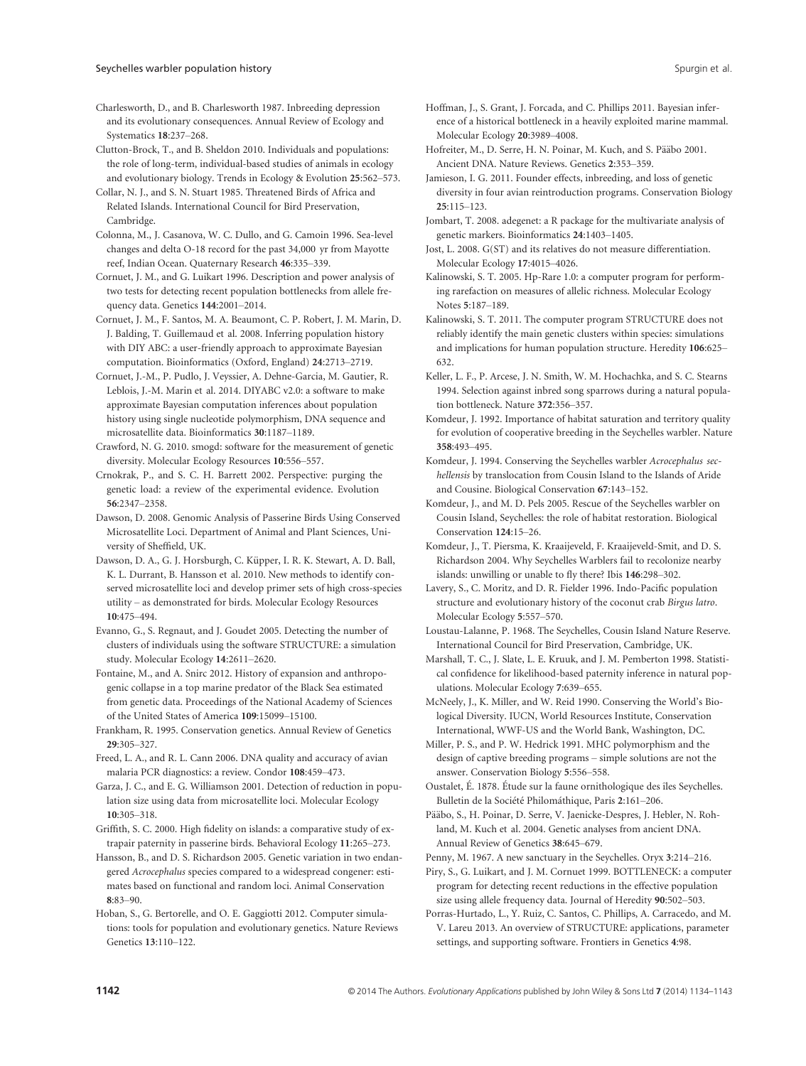Charlesworth, D., and B. Charlesworth 1987. Inbreeding depression and its evolutionary consequences. Annual Review of Ecology and Systematics **18**:237–268.

Clutton-Brock, T., and B. Sheldon 2010. Individuals and populations: the role of long-term, individual-based studies of animals in ecology and evolutionary biology. Trends in Ecology & Evolution **25**:562–573.

Collar, N. J., and S. N. Stuart 1985. Threatened Birds of Africa and Related Islands. International Council for Bird Preservation, Cambridge.

Colonna, M., J. Casanova, W. C. Dullo, and G. Camoin 1996. Sea-level changes and delta O-18 record for the past 34,000 yr from Mayotte reef, Indian Ocean. Quaternary Research **46**:335–339.

Cornuet, J. M., and G. Luikart 1996. Description and power analysis of two tests for detecting recent population bottlenecks from allele frequency data. Genetics **144**:2001–2014.

Cornuet, J. M., F. Santos, M. A. Beaumont, C. P. Robert, J. M. Marin, D. J. Balding, T. Guillemaud et al. 2008. Inferring population history with DIY ABC: a user-friendly approach to approximate Bayesian computation. Bioinformatics (Oxford, England) **24**:2713–2719.

Cornuet, J.-M., P. Pudlo, J. Veyssier, A. Dehne-Garcia, M. Gautier, R. Leblois, J.-M. Marin et al. 2014. DIYABC v2.0: a software to make approximate Bayesian computation inferences about population history using single nucleotide polymorphism, DNA sequence and microsatellite data. Bioinformatics **30**:1187–1189.

Crawford, N. G. 2010. smogd: software for the measurement of genetic diversity. Molecular Ecology Resources **10**:556–557.

Crnokrak, P., and S. C. H. Barrett 2002. Perspective: purging the genetic load: a review of the experimental evidence. Evolution **56**:2347–2358.

Dawson, D. 2008. Genomic Analysis of Passerine Birds Using Conserved Microsatellite Loci. Department of Animal and Plant Sciences, University of Sheffield, UK.

Dawson, D. A., G. J. Horsburgh, C. Küpper, I. R. K. Stewart, A. D. Ball, K. L. Durrant, B. Hansson et al. 2010. New methods to identify conserved microsatellite loci and develop primer sets of high cross-species utility – as demonstrated for birds. Molecular Ecology Resources **10**:475–494.

Evanno, G., S. Regnaut, and J. Goudet 2005. Detecting the number of clusters of individuals using the software STRUCTURE: a simulation study. Molecular Ecology **14**:2611–2620.

Fontaine, M., and A. Snirc 2012. History of expansion and anthropogenic collapse in a top marine predator of the Black Sea estimated from genetic data. Proceedings of the National Academy of Sciences of the United States of America **109**:15099–15100.

Frankham, R. 1995. Conservation genetics. Annual Review of Genetics **29**:305–327.

Freed, L. A., and R. L. Cann 2006. DNA quality and accuracy of avian malaria PCR diagnostics: a review. Condor **108**:459–473.

Garza, J. C., and E. G. Williamson 2001. Detection of reduction in population size using data from microsatellite loci. Molecular Ecology **10**:305–318.

Griffith, S. C. 2000. High fidelity on islands: a comparative study of extrapair paternity in passerine birds. Behavioral Ecology **11**:265–273.

Hansson, B., and D. S. Richardson 2005. Genetic variation in two endangered *Acrocephalus* species compared to a widespread congener: estimates based on functional and random loci. Animal Conservation **8**:83–90.

Hoban, S., G. Bertorelle, and O. E. Gaggiotti 2012. Computer simulations: tools for population and evolutionary genetics. Nature Reviews Genetics **13**:110–122.

Hoffman, J., S. Grant, J. Forcada, and C. Phillips 2011. Bayesian inference of a historical bottleneck in a heavily exploited marine mammal. Molecular Ecology **20**:3989–4008.

Hofreiter, M., D. Serre, H. N. Poinar, M. Kuch, and S. Pääbo 2001. Ancient DNA. Nature Reviews. Genetics **2**:353–359.

Jamieson, I. G. 2011. Founder effects, inbreeding, and loss of genetic diversity in four avian reintroduction programs. Conservation Biology **25**:115–123.

Jombart, T. 2008. adegenet: a R package for the multivariate analysis of genetic markers. Bioinformatics **24**:1403–1405.

Jost, L. 2008. G(ST) and its relatives do not measure differentiation. Molecular Ecology **17**:4015–4026.

Kalinowski, S. T. 2005. Hp-Rare 1.0: a computer program for performing rarefaction on measures of allelic richness. Molecular Ecology Notes **5**:187–189.

Kalinowski, S. T. 2011. The computer program STRUCTURE does not reliably identify the main genetic clusters within species: simulations and implications for human population structure. Heredity **106**:625–632.

Keller, L. F., P. Arcese, J. N. Smith, W. M. Hochachka, and S. C. Stearns 1994. Selection against inbred song sparrows during a natural population bottleneck. Nature **372**:356–357.

Komdeur, J. 1992. Importance of habitat saturation and territory quality for evolution of cooperative breeding in the Seychelles warbler. Nature **358**:493–495.

Komdeur, J. 1994. Conserving the Seychelles warbler *Acrocephalus sechellensis* by translocation from Cousin Island to the Islands of Aride and Cousine. Biological Conservation **67**:143–152.

Komdeur, J., and M. D. Pels 2005. Rescue of the Seychelles warbler on Cousin Island, Seychelles: the role of habitat restoration. Biological Conservation **124**:15–26.

Komdeur, J., T. Piersma, K. Kraaijeveld, F. Kraaijeveld-Smit, and D. S. Richardson 2004. Why Seychelles Warblers fail to recolonize nearby islands: unwilling or unable to fly there? Ibis **146**:298–302.

Lavery, S., C. Moritz, and D. R. Fielder 1996. Indo-Pacific population structure and evolutionary history of the coconut crab *Birgus latro*. Molecular Ecology **5**:557–570.

Loustau-Lalanne, P. 1968. The Seychelles, Cousin Island Nature Reserve. International Council for Bird Preservation, Cambridge, UK.

Marshall, T. C., J. Slate, L. E. Kruuk, and J. M. Pemberton 1998. Statistical confidence for likelihood-based paternity inference in natural populations. Molecular Ecology **7**:639–655.

McNeely, J., K. Miller, and W. Reid 1990. Conserving the World's Biological Diversity. IUCN, World Resources Institute, Conservation International, WWF-US and the World Bank, Washington, DC.

Miller, P. S., and P. W. Hedrick 1991. MHC polymorphism and the design of captive breeding programs – simple solutions are not the answer. Conservation Biology **5**:556–558.

Oustalet, É. 1878. Étude sur la faune ornithologique des îles Seychelles. Bulletin de la Société Philomáthique, Paris **2**:161–206.

Pääbo, S., H. Poinar, D. Serre, V. Jaenicke-Despres, J. Hebler, N. Rohland, M. Kuch et al. 2004. Genetic analyses from ancient DNA. Annual Review of Genetics **38**:645–679.

Penny, M. 1967. A new sanctuary in the Seychelles. Oryx **3**:214–216.

Piry, S., G. Luikart, and J. M. Cornuet 1999. BOTTLENECK: a computer program for detecting recent reductions in the effective population size using allele frequency data. Journal of Heredity **90**:502–503.

Porras-Hurtado, L., Y. Ruiz, C. Santos, C. Phillips, A. Carracedo, and M. V. Lareu 2013. An overview of STRUCTURE: applications, parameter settings, and supporting software. Frontiers in Genetics **4**:98.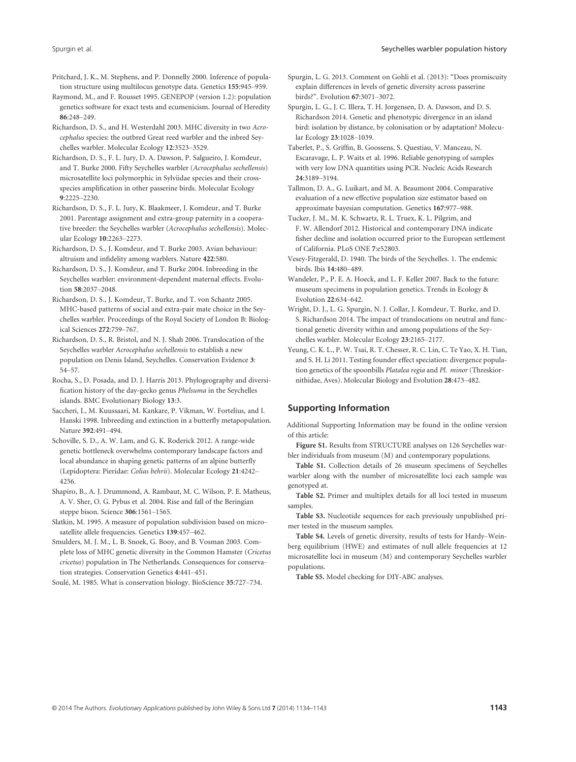Pritchard, J. K., M. Stephens, and P. Donnelly 2000. Inference of population structure using multilocus genotype data. Genetics **155**:945–959.

Raymond, M., and F. Rousset 1995. GENEPOP (version 1.2): population genetics software for exact tests and ecumenicism. Journal of Heredity **86**:248–249.

Richardson, D. S., and H. Westerdahl 2003. MHC diversity in two *Acrocephalus* species: the outbred Great reed warbler and the inbred Seychelles warbler. Molecular Ecology **12**:3523–3529.

Richardson, D. S., F. L. Jury, D. A. Dawson, P. Salgueiro, J. Komdeur, and T. Burke 2000. Fifty Seychelles warbler (*Acrocephalus sechellensis*) microsatellite loci polymorphic in Sylviidae species and their cross-species amplification in other passerine birds. Molecular Ecology **9**:2225–2230.

Richardson, D. S., F. L. Jury, K. Blaakmeer, J. Komdeur, and T. Burke 2001. Parentage assignment and extra-group paternity in a cooperative breeder: the Seychelles warbler (*Acrocephalus sechellensis*). Molecular Ecology **10**:2263–2273.

Richardson, D. S., J. Komdeur, and T. Burke 2003. Avian behaviour: altruism and infidelity among warblers. Nature **422**:580.

Richardson, D. S., J. Komdeur, and T. Burke 2004. Inbreeding in the Seychelles warbler: environment-dependent maternal effects. Evolution **58**:2037–2048.

Richardson, D. S., J. Komdeur, T. Burke, and T. von Schantz 2005. MHC-based patterns of social and extra-pair mate choice in the Seychelles warbler. Proceedings of the Royal Society of London B: Biological Sciences **272**:759–767.

Richardson, D. S., R. Bristol, and N. J. Shah 2006. Translocation of the Seychelles warbler *Acrocephalus sechellensis* to establish a new population on Denis Island, Seychelles. Conservation Evidence **3**: 54–57.

Rocha, S., D. Posada, and D. J. Harris 2013. Phylogeography and diversification history of the day-gecko genus *Phelsuma* in the Seychelles islands. BMC Evolutionary Biology **13**:3.

Saccheri, I., M. Kuussaari, M. Kankare, P. Vikman, W. Fortelius, and I. Hanski 1998. Inbreeding and extinction in a butterfly metapopulation. Nature **392**:491–494.

Schoville, S. D., A. W. Lam, and G. K. Roderick 2012. A range-wide genetic bottleneck overwhelms contemporary landscape factors and local abundance in shaping genetic patterns of an alpine butterfly (Lepidoptera: Pieridae: *Colias behrii*). Molecular Ecology **21**:4242–4256.

Shapiro, B., A. J. Drummond, A. Rambaut, M. C. Wilson, P. E. Matheus, A. V. Sher, O. G. Pybus et al. 2004. Rise and fall of the Beringian steppe bison. Science **306**:1561–1565.

Slatkin, M. 1995. A measure of population subdivision based on microsatellite allele frequencies. Genetics **139**:457–462.

Smulders, M. J. M., L. B. Snoek, G. Booy, and B. Vosman 2003. Complete loss of MHC genetic diversity in the Common Hamster (*Cricetus cricetus*) population in The Netherlands. Consequences for conservation strategies. Conservation Genetics **4**:441–451.

Soulé, M. 1985. What is conservation biology. BioScience **35**:727–734.

Spurgin, L. G. 2013. Comment on Gohli et al. (2013): "Does promiscuity explain differences in levels of genetic diversity across passerine birds?". Evolution **67**:3071–3072.

Spurgin, L. G., J. C. Illera, T. H. Jorgensen, D. A. Dawson, and D. S. Richardson 2014. Genetic and phenotypic divergence in an island bird: isolation by distance, by colonisation or by adaptation? Molecular Ecology **23**:1028–1039.

Taberlet, P., S. Griffin, B. Goossens, S. Questiau, V. Manceau, N. Escaravage, L. P. Waits et al. 1996. Reliable genotyping of samples with very low DNA quantities using PCR. Nucleic Acids Research **24**:3189–3194.

Tallmon, D. A., G. Luikart, and M. A. Beaumont 2004. Comparative evaluation of a new effective population size estimator based on approximate bayesian computation. Genetics **167**:977–988.

Tucker, J. M., M. K. Schwartz, R. L. Truex, K. L. Pilgrim, and F. W. Allendorf 2012. Historical and contemporary DNA indicate fisher decline and isolation occurred prior to the European settlement of California. PLoS ONE **7**:e52803.

Vesey-Fitzgerald, D. 1940. The birds of the Seychelles. 1. The endemic birds. Ibis **14**:480–489.

Wandeler, P., P. E. A. Hoeck, and L. F. Keller 2007. Back to the future: museum specimens in population genetics. Trends in Ecology & Evolution **22**:634–642.

Wright, D. J., L. G. Spurgin, N. J. Collar, J. Komdeur, T. Burke, and D. S. Richardson 2014. The impact of translocations on neutral and functional genetic diversity within and among populations of the Seychelles warbler. Molecular Ecology **23**:2165–2177.

Yeung, C. K. L., P. W. Tsai, R. T. Chesser, R. C. Lin, C. Te Yao, X. H. Tian, and S. H. Li 2011. Testing founder effect speciation: divergence population genetics of the spoonbills *Platalea regia* and *Pl. minor* (Threskiornithidae, Aves). Molecular Biology and Evolution **28**:473–482.

## Supporting Information

Additional Supporting Information may be found in the online version of this article:

**Figure S1.** Results from STRUCTURE analyses on 126 Seychelles warbler individuals from museum (M) and contemporary populations.

**Table S1.** Collection details of 26 museum specimens of Seychelles warbler along with the number of microsatellite loci each sample was genotyped at.

**Table S2.** Primer and multiplex details for all loci tested in museum samples.

**Table S3.** Nucleotide sequences for each previously unpublished primer tested in the museum samples.

**Table S4.** Levels of genetic diversity, results of tests for Hardy–Weinberg equilibrium (HWE) and estimates of null allele frequencies at 12 microsatellite loci in museum (M) and contemporary Seychelles warbler populations.

**Table S5.** Model checking for DIY-ABC analyses.